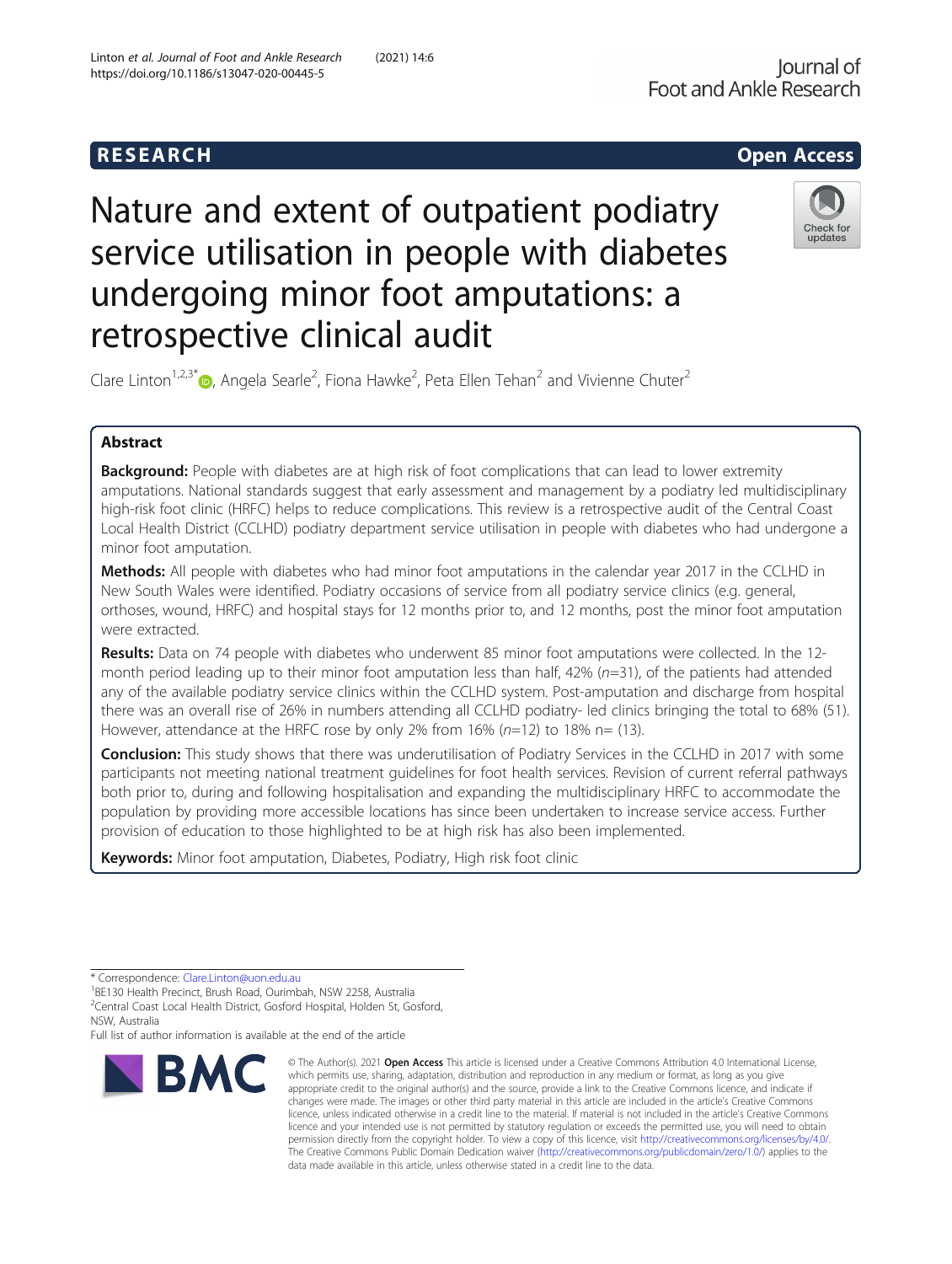RESEARCH

Open Access

# Nature and extent of outpatient podiatry service utilisation in people with diabetes undergoing minor foot amputations: a retrospective clinical audit

Clare Linton[1,2,3*], Angela Searle[2], Fiona Hawke[2], Peta Ellen Tehan[2] and Vivienne Chuter[2]

## Abstract

**Background:** People with diabetes are at high risk of foot complications that can lead to lower extremity amputations. National standards suggest that early assessment and management by a podiatry led multidisciplinary high-risk foot clinic (HRFC) helps to reduce complications. This review is a retrospective audit of the Central Coast Local Health District (CCLHD) podiatry department service utilisation in people with diabetes who had undergone a minor foot amputation.

**Methods:** All people with diabetes who had minor foot amputations in the calendar year 2017 in the CCLHD in New South Wales were identified. Podiatry occasions of service from all podiatry service clinics (e.g. general, orthoses, wound, HRFC) and hospital stays for 12 months prior to, and 12 months, post the minor foot amputation were extracted.

**Results:** Data on 74 people with diabetes who underwent 85 minor foot amputations were collected. In the 12-month period leading up to their minor foot amputation less than half, 42% ($n$=31), of the patients had attended any of the available podiatry service clinics within the CCLHD system. Post-amputation and discharge from hospital there was an overall rise of 26% in numbers attending all CCLHD podiatry- led clinics bringing the total to 68% (51). However, attendance at the HRFC rose by only 2% from 16% ($n$=12) to 18% n= (13).

**Conclusion:** This study shows that there was underutilisation of Podiatry Services in the CCLHD in 2017 with some participants not meeting national treatment guidelines for foot health services. Revision of current referral pathways both prior to, during and following hospitalisation and expanding the multidisciplinary HRFC to accommodate the population by providing more accessible locations has since been undertaken to increase service access. Further provision of education to those highlighted to be at high risk has also been implemented.

**Keywords:** Minor foot amputation, Diabetes, Podiatry, High risk foot clinic

---

\* Correspondence: Clare.Linton@uon.edu.au
[1]BE130 Health Precinct, Brush Road, Ourimbah, NSW 2258, Australia
[2]Central Coast Local Health District, Gosford Hospital, Holden St, Gosford, NSW, Australia
Full list of author information is available at the end of the article

© The Author(s). 2021 **Open Access** This article is licensed under a Creative Commons Attribution 4.0 International License, which permits use, sharing, adaptation, distribution and reproduction in any medium or format, as long as you give appropriate credit to the original author(s) and the source, provide a link to the Creative Commons licence, and indicate if changes were made. The images or other third party material in this article are included in the article's Creative Commons licence, unless indicated otherwise in a credit line to the material. If material is not included in the article's Creative Commons licence and your intended use is not permitted by statutory regulation or exceeds the permitted use, you will need to obtain permission directly from the copyright holder. To view a copy of this licence, visit http://creativecommons.org/licenses/by/4.0/. The Creative Commons Public Domain Dedication waiver (http://creativecommons.org/publicdomain/zero/1.0/) applies to the data made available in this article, unless otherwise stated in a credit line to the data.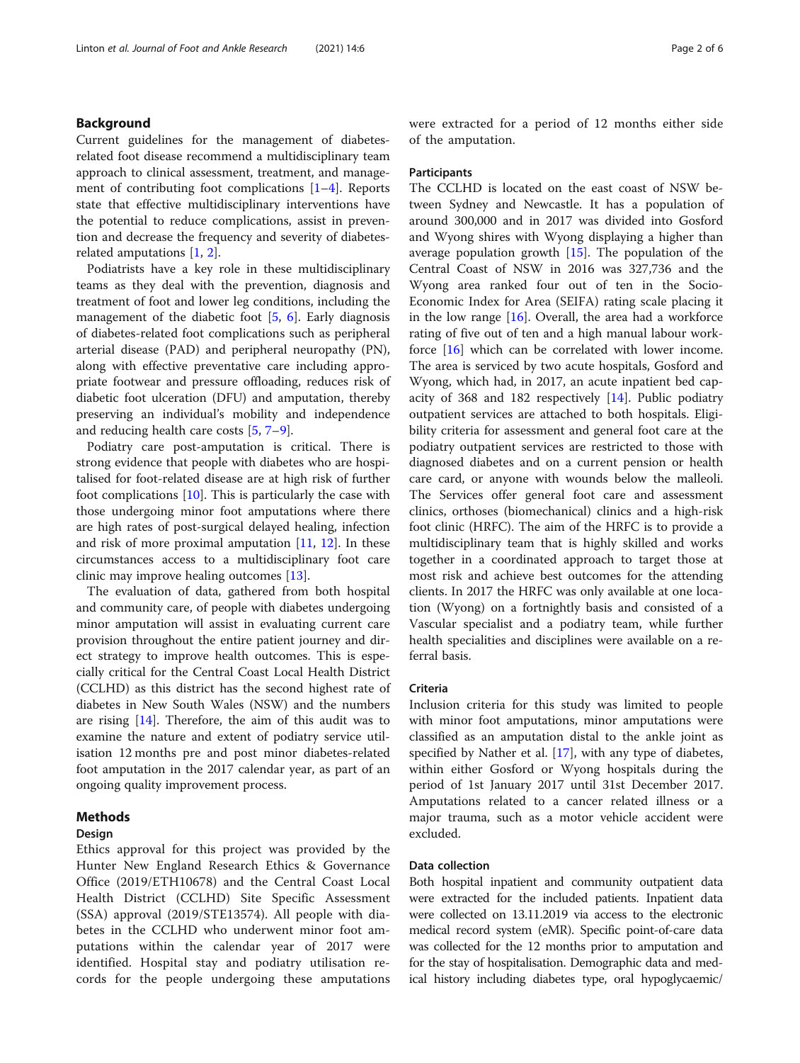## Background

Current guidelines for the management of diabetes-related foot disease recommend a multidisciplinary team approach to clinical assessment, treatment, and management of contributing foot complications [1–4]. Reports state that effective multidisciplinary interventions have the potential to reduce complications, assist in prevention and decrease the frequency and severity of diabetes-related amputations [1, 2].

Podiatrists have a key role in these multidisciplinary teams as they deal with the prevention, diagnosis and treatment of foot and lower leg conditions, including the management of the diabetic foot [5, 6]. Early diagnosis of diabetes-related foot complications such as peripheral arterial disease (PAD) and peripheral neuropathy (PN), along with effective preventative care including appropriate footwear and pressure offloading, reduces risk of diabetic foot ulceration (DFU) and amputation, thereby preserving an individual's mobility and independence and reducing health care costs [5, 7–9].

Podiatry care post-amputation is critical. There is strong evidence that people with diabetes who are hospitalised for foot-related disease are at high risk of further foot complications [10]. This is particularly the case with those undergoing minor foot amputations where there are high rates of post-surgical delayed healing, infection and risk of more proximal amputation [11, 12]. In these circumstances access to a multidisciplinary foot care clinic may improve healing outcomes [13].

The evaluation of data, gathered from both hospital and community care, of people with diabetes undergoing minor amputation will assist in evaluating current care provision throughout the entire patient journey and direct strategy to improve health outcomes. This is especially critical for the Central Coast Local Health District (CCLHD) as this district has the second highest rate of diabetes in New South Wales (NSW) and the numbers are rising [14]. Therefore, the aim of this audit was to examine the nature and extent of podiatry service utilisation 12 months pre and post minor diabetes-related foot amputation in the 2017 calendar year, as part of an ongoing quality improvement process.

## Methods

### Design

Ethics approval for this project was provided by the Hunter New England Research Ethics & Governance Office (2019/ETH10678) and the Central Coast Local Health District (CCLHD) Site Specific Assessment (SSA) approval (2019/STE13574). All people with diabetes in the CCLHD who underwent minor foot amputations within the calendar year of 2017 were identified. Hospital stay and podiatry utilisation records for the people undergoing these amputations were extracted for a period of 12 months either side of the amputation.

### Participants

The CCLHD is located on the east coast of NSW between Sydney and Newcastle. It has a population of around 300,000 and in 2017 was divided into Gosford and Wyong shires with Wyong displaying a higher than average population growth [15]. The population of the Central Coast of NSW in 2016 was 327,736 and the Wyong area ranked four out of ten in the Socio-Economic Index for Area (SEIFA) rating scale placing it in the low range [16]. Overall, the area had a workforce rating of five out of ten and a high manual labour workforce [16] which can be correlated with lower income. The area is serviced by two acute hospitals, Gosford and Wyong, which had, in 2017, an acute inpatient bed capacity of 368 and 182 respectively [14]. Public podiatry outpatient services are attached to both hospitals. Eligibility criteria for assessment and general foot care at the podiatry outpatient services are restricted to those with diagnosed diabetes and on a current pension or health care card, or anyone with wounds below the malleoli. The Services offer general foot care and assessment clinics, orthoses (biomechanical) clinics and a high-risk foot clinic (HRFC). The aim of the HRFC is to provide a multidisciplinary team that is highly skilled and works together in a coordinated approach to target those at most risk and achieve best outcomes for the attending clients. In 2017 the HRFC was only available at one location (Wyong) on a fortnightly basis and consisted of a Vascular specialist and a podiatry team, while further health specialities and disciplines were available on a referral basis.

### Criteria

Inclusion criteria for this study was limited to people with minor foot amputations, minor amputations were classified as an amputation distal to the ankle joint as specified by Nather et al. [17], with any type of diabetes, within either Gosford or Wyong hospitals during the period of 1st January 2017 until 31st December 2017. Amputations related to a cancer related illness or a major trauma, such as a motor vehicle accident were excluded.

### Data collection

Both hospital inpatient and community outpatient data were extracted for the included patients. Inpatient data were collected on 13.11.2019 via access to the electronic medical record system (eMR). Specific point-of-care data was collected for the 12 months prior to amputation and for the stay of hospitalisation. Demographic data and medical history including diabetes type, oral hypoglycaemic/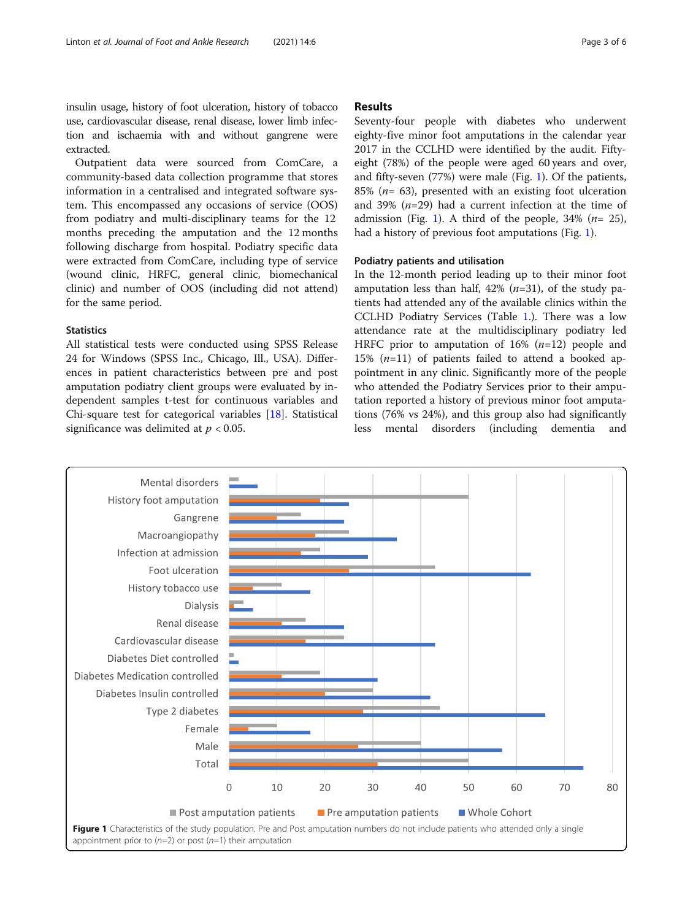insulin usage, history of foot ulceration, history of tobacco use, cardiovascular disease, renal disease, lower limb infection and ischaemia with and without gangrene were extracted.

Outpatient data were sourced from ComCare, a community-based data collection programme that stores information in a centralised and integrated software system. This encompassed any occasions of service (OOS) from podiatry and multi-disciplinary teams for the 12 months preceding the amputation and the 12 months following discharge from hospital. Podiatry specific data were extracted from ComCare, including type of service (wound clinic, HRFC, general clinic, biomechanical clinic) and number of OOS (including did not attend) for the same period.

### Statistics

All statistical tests were conducted using SPSS Release 24 for Windows (SPSS Inc., Chicago, Ill., USA). Differences in patient characteristics between pre and post amputation podiatry client groups were evaluated by independent samples t-test for continuous variables and Chi-square test for categorical variables [18]. Statistical significance was delimited at $p < 0.05$.

## Results

Seventy-four people with diabetes who underwent eighty-five minor foot amputations in the calendar year 2017 in the CCLHD were identified by the audit. Fifty-eight (78%) of the people were aged 60 years and over, and fifty-seven (77%) were male (Fig. 1). Of the patients, 85% ($n$= 63), presented with an existing foot ulceration and 39% ($n$=29) had a current infection at the time of admission (Fig. 1). A third of the people, 34% ($n$= 25), had a history of previous foot amputations (Fig. 1).

### Podiatry patients and utilisation

In the 12-month period leading up to their minor foot amputation less than half, 42% ($n$=31), of the study patients had attended any of the available clinics within the CCLHD Podiatry Services (Table 1.). There was a low attendance rate at the multidisciplinary podiatry led HRFC prior to amputation of 16% ($n$=12) people and 15% ($n$=11) of patients failed to attend a booked appointment in any clinic. Significantly more of the people who attended the Podiatry Services prior to their amputation reported a history of previous minor foot amputations (76% vs 24%), and this group also had significantly less mental disorders (including dementia and

**Figure 1** Characteristics of the study population. Pre and Post amputation numbers do not include patients who attended only a single appointment prior to ($n$=2) or post ($n$=1) their amputation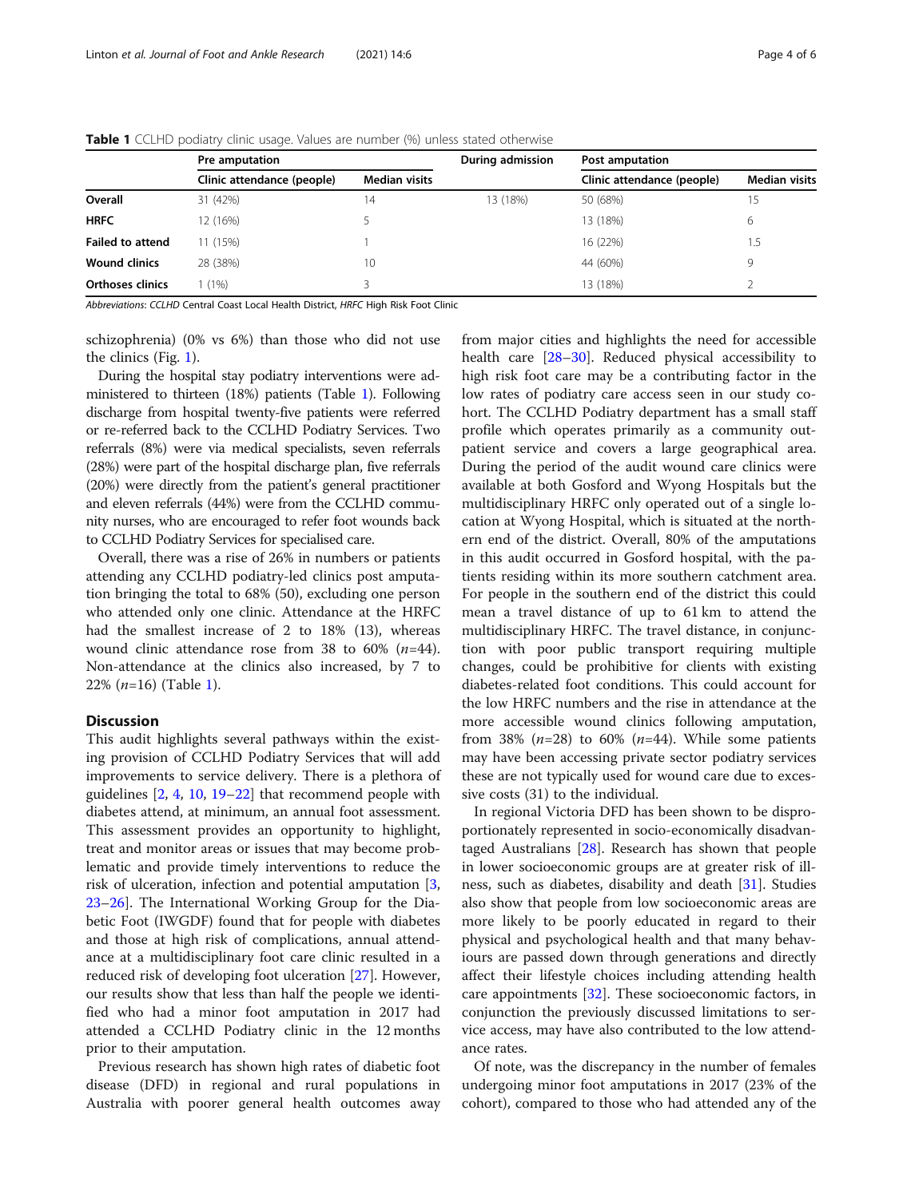**Table 1** CCLHD podiatry clinic usage. Values are number (%) unless stated otherwise

| | Pre amputation | | During admission | Post amputation | |
|---|---|---|---|---|---|
| | Clinic attendance (people) | Median visits | | Clinic attendance (people) | Median visits |
| **Overall** | 31 (42%) | 14 | 13 (18%) | 50 (68%) | 15 |
| **HRFC** | 12 (16%) | 5 | | 13 (18%) | 6 |
| **Failed to attend** | 11 (15%) | 1 | | 16 (22%) | 1.5 |
| **Wound clinics** | 28 (38%) | 10 | | 44 (60%) | 9 |
| **Orthoses clinics** | 1 (1%) | 3 | | 13 (18%) | 2 |

*Abbreviations*: *CCLHD* Central Coast Local Health District, *HRFC* High Risk Foot Clinic

schizophrenia) (0% vs 6%) than those who did not use the clinics (Fig. 1).

During the hospital stay podiatry interventions were administered to thirteen (18%) patients (Table 1). Following discharge from hospital twenty-five patients were referred or re-referred back to the CCLHD Podiatry Services. Two referrals (8%) were via medical specialists, seven referrals (28%) were part of the hospital discharge plan, five referrals (20%) were directly from the patient's general practitioner and eleven referrals (44%) were from the CCLHD community nurses, who are encouraged to refer foot wounds back to CCLHD Podiatry Services for specialised care.

Overall, there was a rise of 26% in numbers or patients attending any CCLHD podiatry-led clinics post amputation bringing the total to 68% (50), excluding one person who attended only one clinic. Attendance at the HRFC had the smallest increase of 2 to 18% (13), whereas wound clinic attendance rose from 38 to 60% (*n*=44). Non-attendance at the clinics also increased, by 7 to 22% (*n*=16) (Table 1).

## Discussion

This audit highlights several pathways within the existing provision of CCLHD Podiatry Services that will add improvements to service delivery. There is a plethora of guidelines [2, 4, 10, 19–22] that recommend people with diabetes attend, at minimum, an annual foot assessment. This assessment provides an opportunity to highlight, treat and monitor areas or issues that may become problematic and provide timely interventions to reduce the risk of ulceration, infection and potential amputation [3, 23–26]. The International Working Group for the Diabetic Foot (IWGDF) found that for people with diabetes and those at high risk of complications, annual attendance at a multidisciplinary foot care clinic resulted in a reduced risk of developing foot ulceration [27]. However, our results show that less than half the people we identified who had a minor foot amputation in 2017 had attended a CCLHD Podiatry clinic in the 12 months prior to their amputation.

Previous research has shown high rates of diabetic foot disease (DFD) in regional and rural populations in Australia with poorer general health outcomes away from major cities and highlights the need for accessible health care [28–30]. Reduced physical accessibility to high risk foot care may be a contributing factor in the low rates of podiatry care access seen in our study cohort. The CCLHD Podiatry department has a small staff profile which operates primarily as a community outpatient service and covers a large geographical area. During the period of the audit wound care clinics were available at both Gosford and Wyong Hospitals but the multidisciplinary HRFC only operated out of a single location at Wyong Hospital, which is situated at the northern end of the district. Overall, 80% of the amputations in this audit occurred in Gosford hospital, with the patients residing within its more southern catchment area. For people in the southern end of the district this could mean a travel distance of up to 61 km to attend the multidisciplinary HRFC. The travel distance, in conjunction with poor public transport requiring multiple changes, could be prohibitive for clients with existing diabetes-related foot conditions. This could account for the low HRFC numbers and the rise in attendance at the more accessible wound clinics following amputation, from 38% (*n*=28) to 60% (*n*=44). While some patients may have been accessing private sector podiatry services these are not typically used for wound care due to excessive costs (31) to the individual.

In regional Victoria DFD has been shown to be disproportionately represented in socio-economically disadvantaged Australians [28]. Research has shown that people in lower socioeconomic groups are at greater risk of illness, such as diabetes, disability and death [31]. Studies also show that people from low socioeconomic areas are more likely to be poorly educated in regard to their physical and psychological health and that many behaviours are passed down through generations and directly affect their lifestyle choices including attending health care appointments [32]. These socioeconomic factors, in conjunction the previously discussed limitations to service access, may have also contributed to the low attendance rates.

Of note, was the discrepancy in the number of females undergoing minor foot amputations in 2017 (23% of the cohort), compared to those who had attended any of the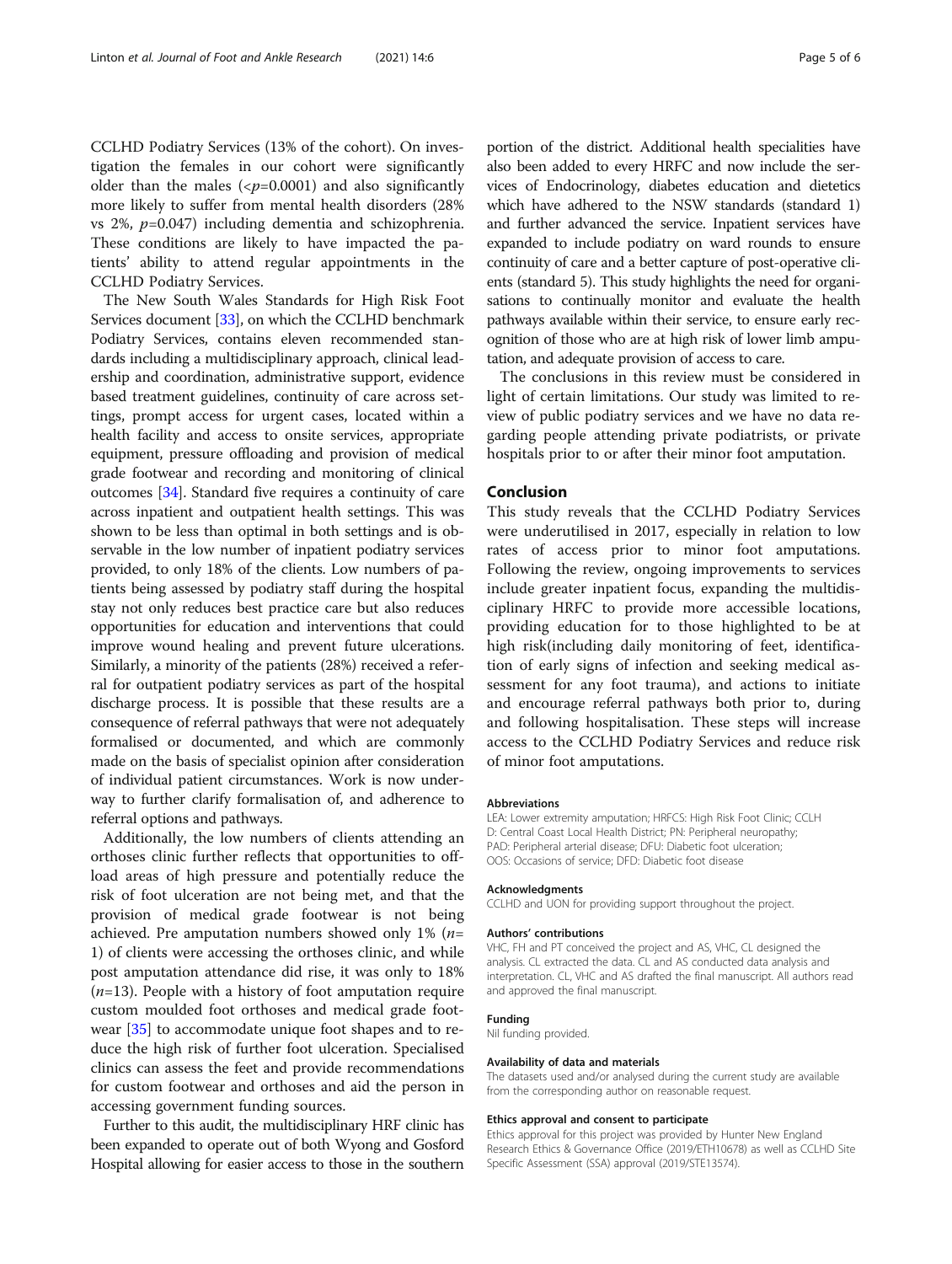CCLHD Podiatry Services (13% of the cohort). On investigation the females in our cohort were significantly older than the males ($<p=0.0001$) and also significantly more likely to suffer from mental health disorders (28% vs 2%, $p=0.047$) including dementia and schizophrenia. These conditions are likely to have impacted the patients' ability to attend regular appointments in the CCLHD Podiatry Services.

The New South Wales Standards for High Risk Foot Services document [33], on which the CCLHD benchmark Podiatry Services, contains eleven recommended standards including a multidisciplinary approach, clinical leadership and coordination, administrative support, evidence based treatment guidelines, continuity of care across settings, prompt access for urgent cases, located within a health facility and access to onsite services, appropriate equipment, pressure offloading and provision of medical grade footwear and recording and monitoring of clinical outcomes [34]. Standard five requires a continuity of care across inpatient and outpatient health settings. This was shown to be less than optimal in both settings and is observable in the low number of inpatient podiatry services provided, to only 18% of the clients. Low numbers of patients being assessed by podiatry staff during the hospital stay not only reduces best practice care but also reduces opportunities for education and interventions that could improve wound healing and prevent future ulcerations. Similarly, a minority of the patients (28%) received a referral for outpatient podiatry services as part of the hospital discharge process. It is possible that these results are a consequence of referral pathways that were not adequately formalised or documented, and which are commonly made on the basis of specialist opinion after consideration of individual patient circumstances. Work is now underway to further clarify formalisation of, and adherence to referral options and pathways.

Additionally, the low numbers of clients attending an orthoses clinic further reflects that opportunities to offload areas of high pressure and potentially reduce the risk of foot ulceration are not being met, and that the provision of medical grade footwear is not being achieved. Pre amputation numbers showed only 1% ($n=1$) of clients were accessing the orthoses clinic, and while post amputation attendance did rise, it was only to 18% ($n=13$). People with a history of foot amputation require custom moulded foot orthoses and medical grade footwear [35] to accommodate unique foot shapes and to reduce the high risk of further foot ulceration. Specialised clinics can assess the feet and provide recommendations for custom footwear and orthoses and aid the person in accessing government funding sources.

Further to this audit, the multidisciplinary HRF clinic has been expanded to operate out of both Wyong and Gosford Hospital allowing for easier access to those in the southern portion of the district. Additional health specialities have also been added to every HRFC and now include the services of Endocrinology, diabetes education and dietetics which have adhered to the NSW standards (standard 1) and further advanced the service. Inpatient services have expanded to include podiatry on ward rounds to ensure continuity of care and a better capture of post-operative clients (standard 5). This study highlights the need for organisations to continually monitor and evaluate the health pathways available within their service, to ensure early recognition of those who are at high risk of lower limb amputation, and adequate provision of access to care.

The conclusions in this review must be considered in light of certain limitations. Our study was limited to review of public podiatry services and we have no data regarding people attending private podiatrists, or private hospitals prior to or after their minor foot amputation.

## Conclusion

This study reveals that the CCLHD Podiatry Services were underutilised in 2017, especially in relation to low rates of access prior to minor foot amputations. Following the review, ongoing improvements to services include greater inpatient focus, expanding the multidisciplinary HRFC to provide more accessible locations, providing education for to those highlighted to be at high risk(including daily monitoring of feet, identification of early signs of infection and seeking medical assessment for any foot trauma), and actions to initiate and encourage referral pathways both prior to, during and following hospitalisation. These steps will increase access to the CCLHD Podiatry Services and reduce risk of minor foot amputations.

#### Abbreviations

LEA: Lower extremity amputation; HRFCS: High Risk Foot Clinic; CCLHD: Central Coast Local Health District; PN: Peripheral neuropathy; PAD: Peripheral arterial disease; DFU: Diabetic foot ulceration; OOS: Occasions of service; DFD: Diabetic foot disease

#### Acknowledgments

CCLHD and UON for providing support throughout the project.

#### Authors' contributions

VHC, FH and PT conceived the project and AS, VHC, CL designed the analysis. CL extracted the data. CL and AS conducted data analysis and interpretation. CL, VHC and AS drafted the final manuscript. All authors read and approved the final manuscript.

#### Funding

Nil funding provided.

#### Availability of data and materials

The datasets used and/or analysed during the current study are available from the corresponding author on reasonable request.

#### Ethics approval and consent to participate

Ethics approval for this project was provided by Hunter New England Research Ethics & Governance Office (2019/ETH10678) as well as CCLHD Site Specific Assessment (SSA) approval (2019/STE13574).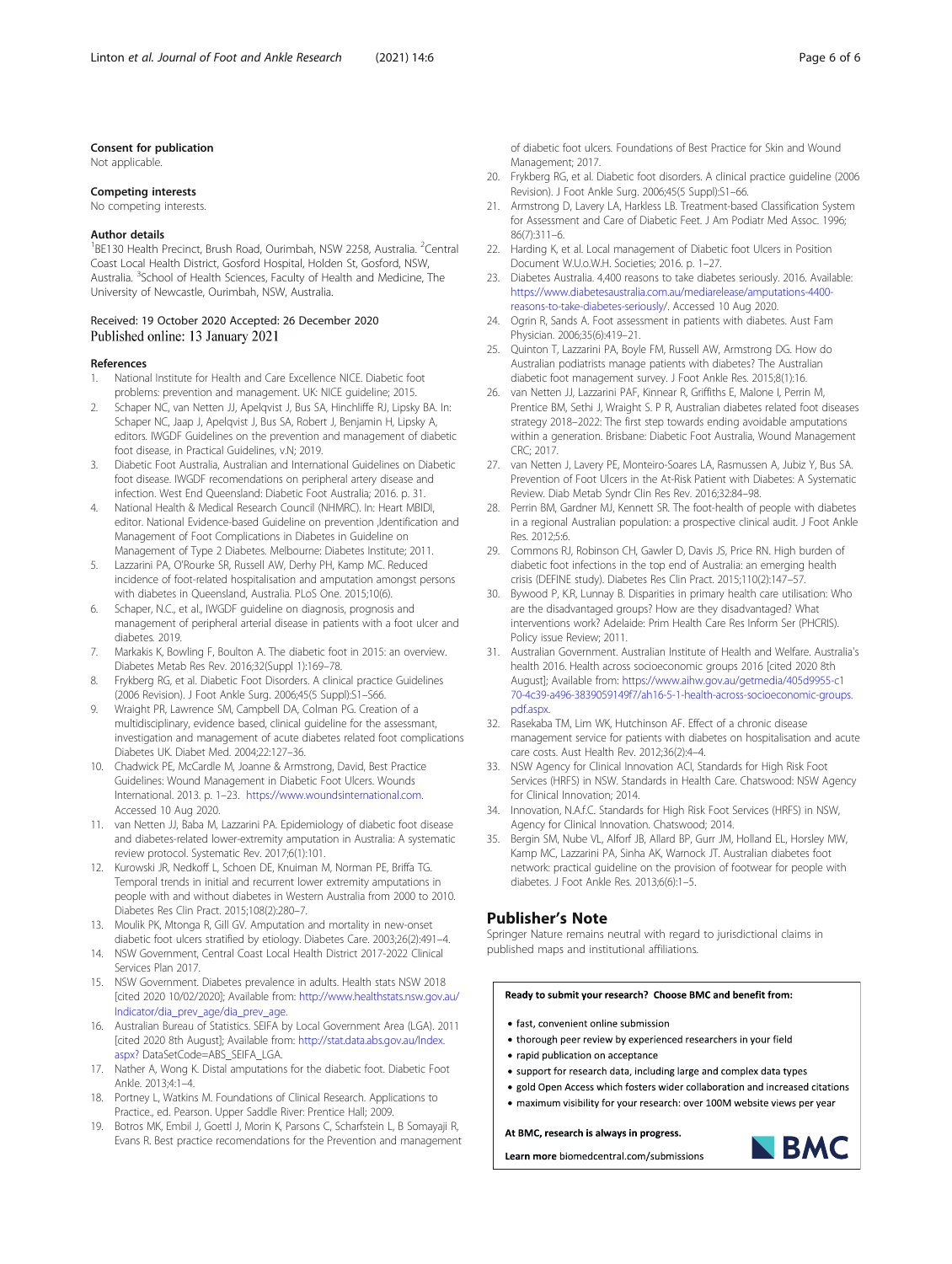### Consent for publication

Not applicable.

### Competing interests

No competing interests.

### Author details

[1]BE130 Health Precinct, Brush Road, Ourimbah, NSW 2258, Australia. [2]Central Coast Local Health District, Gosford Hospital, Holden St, Gosford, NSW, Australia. [3]School of Health Sciences, Faculty of Health and Medicine, The University of Newcastle, Ourimbah, NSW, Australia.

Received: 19 October 2020 Accepted: 26 December 2020
Published online: 13 January 2021

### References

1. National Institute for Health and Care Excellence NICE. Diabetic foot problems: prevention and management. UK: NICE guideline; 2015.
2. Schaper NC, van Netten JJ, Apelqvist J, Bus SA, Hinchliffe RJ, Lipsky BA. In: Schaper NC, Jaap J, Apelqvist J, Bus SA, Robert J, Benjamin H, Lipsky A, editors. IWGDF Guidelines on the prevention and management of diabetic foot disease, in Practical Guidelines, v.N; 2019.
3. Diabetic Foot Australia, Australian and International Guidelines on Diabetic foot disease. IWGDF recomendations on peripheral artery disease and infection. West End Queensland: Diabetic Foot Australia; 2016. p. 31.
4. National Health & Medical Research Council (NHMRC). In: Heart MBIDI, editor. National Evidence-based Guideline on prevention ,Identification and Management of Foot Complications in Diabetes in Guideline on Management of Type 2 Diabetes. Melbourne: Diabetes Institute; 2011.
5. Lazzarini PA, O'Rourke SR, Russell AW, Derhy PH, Kamp MC. Reduced incidence of foot-related hospitalisation and amputation amongst persons with diabetes in Queensland, Australia. PLoS One. 2015;10(6).
6. Schaper, N.C., et al., IWGDF guideline on diagnosis, prognosis and management of peripheral arterial disease in patients with a foot ulcer and diabetes. 2019.
7. Markakis K, Bowling F, Boulton A. The diabetic foot in 2015: an overview. Diabetes Metab Res Rev. 2016;32(Suppl 1):169–78.
8. Frykberg RG, et al. Diabetic Foot Disorders. A clinical practice Guidelines (2006 Revision). J Foot Ankle Surg. 2006;45(5 Suppl):S1–S66.
9. Wraight PR, Lawrence SM, Campbell DA, Colman PG. Creation of a multidisciplinary, evidence based, clinical guideline for the assessment, investigation and management of acute diabetes related foot complications Diabetes UK. Diabet Med. 2004;22:127–36.
10. Chadwick PE, McCardle M, Joanne & Armstrong, David, Best Practice Guidelines: Wound Management in Diabetic Foot Ulcers. Wounds International. 2013. p. 1–23. https://www.woundsinternational.com. Accessed 10 Aug 2020.
11. van Netten JJ, Baba M, Lazzarini PA. Epidemiology of diabetic foot disease and diabetes-related lower-extremity amputation in Australia: A systematic review protocol. Systematic Rev. 2017;6(1):101.
12. Kurowski JR, Nedkoff L, Schoen DE, Knuiman M, Norman PE, Briffa TG. Temporal trends in initial and recurrent lower extremity amputations in people with and without diabetes in Western Australia from 2000 to 2010. Diabetes Res Clin Pract. 2015;108(2):280–7.
13. Moulik PK, Mtonga R, Gill GV. Amputation and mortality in new-onset diabetic foot ulcers stratified by etiology. Diabetes Care. 2003;26(2):491–4.
14. NSW Government, Central Coast Local Health District 2017-2022 Clinical Services Plan 2017.
15. NSW Government. Diabetes prevalence in adults. Health stats NSW 2018 [cited 2020 10/02/2020]; Available from: http://www.healthstats.nsw.gov.au/Indicator/dia_prev_age/dia_prev_age.
16. Australian Bureau of Statistics. SEIFA by Local Government Area (LGA). 2011 [cited 2020 8th August]; Available from: http://stat.data.abs.gov.au/Index.aspx? DataSetCode=ABS_SEIFA_LGA.
17. Nather A, Wong K. Distal amputations for the diabetic foot. Diabetic Foot Ankle. 2013;4:1–4.
18. Portney L, Watkins M. Foundations of Clinical Research. Applications to Practice., ed. Pearson. Upper Saddle River: Prentice Hall; 2009.
19. Botros MK, Embil J, Goettl J, Morin K, Parsons C, Scharfstein L, B Somayaji R, Evans R. Best practice recomendations for the Prevention and management of diabetic foot ulcers. Foundations of Best Practice for Skin and Wound Management; 2017.
20. Frykberg RG, et al. Diabetic foot disorders. A clinical practice guideline (2006 Revision). J Foot Ankle Surg. 2006;45(5 Suppl):S1–66.
21. Armstrong D, Lavery LA, Harkless LB. Treatment-based Classification System for Assessment and Care of Diabetic Feet. J Am Podiatr Med Assoc. 1996; 86(7):311–6.
22. Harding K, et al. Local management of Diabetic foot Ulcers in Position Document W.U.o.W.H. Societies; 2016. p. 1–27.
23. Diabetes Australia. 4,400 reasons to take diabetes seriously. 2016. Available: https://www.diabetesaustralia.com.au/mediarelease/amputations-4400-reasons-to-take-diabetes-seriously/. Accessed 10 Aug 2020.
24. Ogrin R, Sands A. Foot assessment in patients with diabetes. Aust Fam Physician. 2006;35(6):419–21.
25. Quinton T, Lazzarini PA, Boyle FM, Russell AW, Armstrong DG. How do Australian podiatrists manage patients with diabetes? The Australian diabetic foot management survey. J Foot Ankle Res. 2015;8(1):16.
26. van Netten JJ, Lazzarini PAF, Kinnear R, Griffiths E, Malone I, Perrin M, Prentice BM, Sethi J, Wraight S. P R, Australian diabetes related foot diseases strategy 2018–2022: The first step towards ending avoidable amputations within a generation. Brisbane: Diabetic Foot Australia, Wound Management CRC; 2017.
27. van Netten J, Lavery PE, Monteiro-Soares LA, Rasmussen A, Jubiz Y, Bus SA. Prevention of Foot Ulcers in the At-Risk Patient with Diabetes: A Systematic Review. Diab Metab Syndr Clin Res Rev. 2016;32:84–98.
28. Perrin BM, Gardner MJ, Kennett SR. The foot-health of people with diabetes in a regional Australian population: a prospective clinical audit. J Foot Ankle Res. 2012;5:6.
29. Commons RJ, Robinson CH, Gawler D, Davis JS, Price RN. High burden of diabetic foot infections in the top end of Australia: an emerging health crisis (DEFINE study). Diabetes Res Clin Pract. 2015;110(2):147–57.
30. Bywood P, K.R, Lunnay B. Disparities in primary health care utilisation: Who are the disadvantaged groups? How are they disadvantaged? What interventions work? Adelaide: Prim Health Care Res Inform Ser (PHCRIS). Policy issue Review; 2011.
31. Australian Government. Australian Institute of Health and Welfare. Australia's health 2016. Health across socioeconomic groups 2016 [cited 2020 8th August]; Available from: https://www.aihw.gov.au/getmedia/405d9955-c170-4c39-a496-3839059149f7/ah16-5-1-health-across-socioeconomic-groups.pdf.aspx.
32. Rasekaba TM, Lim WK, Hutchinson AF. Effect of a chronic disease management service for patients with diabetes on hospitalisation and acute care costs. Aust Health Rev. 2012;36(2):4–4.
33. NSW Agency for Clinical Innovation ACI, Standards for High Risk Foot Services (HRFS) in NSW. Standards in Health Care. Chatswood: NSW Agency for Clinical Innovation; 2014.
34. Innovation, N.A.f.C. Standards for High Risk Foot Services (HRFS) in NSW, Agency for Clinical Innovation. Chatswood; 2014.
35. Bergin SM, Nube VL, Alforf JB, Allard BP, Gurr JM, Holland EL, Horsley MW, Kamp MC, Lazzarini PA, Sinha AK, Warnock JT. Australian diabetes foot network: practical guideline on the provision of footwear for people with diabetes. J Foot Ankle Res. 2013;6(6):1–5.

## Publisher's Note

Springer Nature remains neutral with regard to jurisdictional claims in published maps and institutional affiliations.

**Ready to submit your research? Choose BMC and benefit from:**

- fast, convenient online submission
- thorough peer review by experienced researchers in your field
- rapid publication on acceptance
- support for research data, including large and complex data types
- gold Open Access which fosters wider collaboration and increased citations
- maximum visibility for your research: over 100M website views per year

**At BMC, research is always in progress.**

**Learn more** biomedcentral.com/submissions

BMC